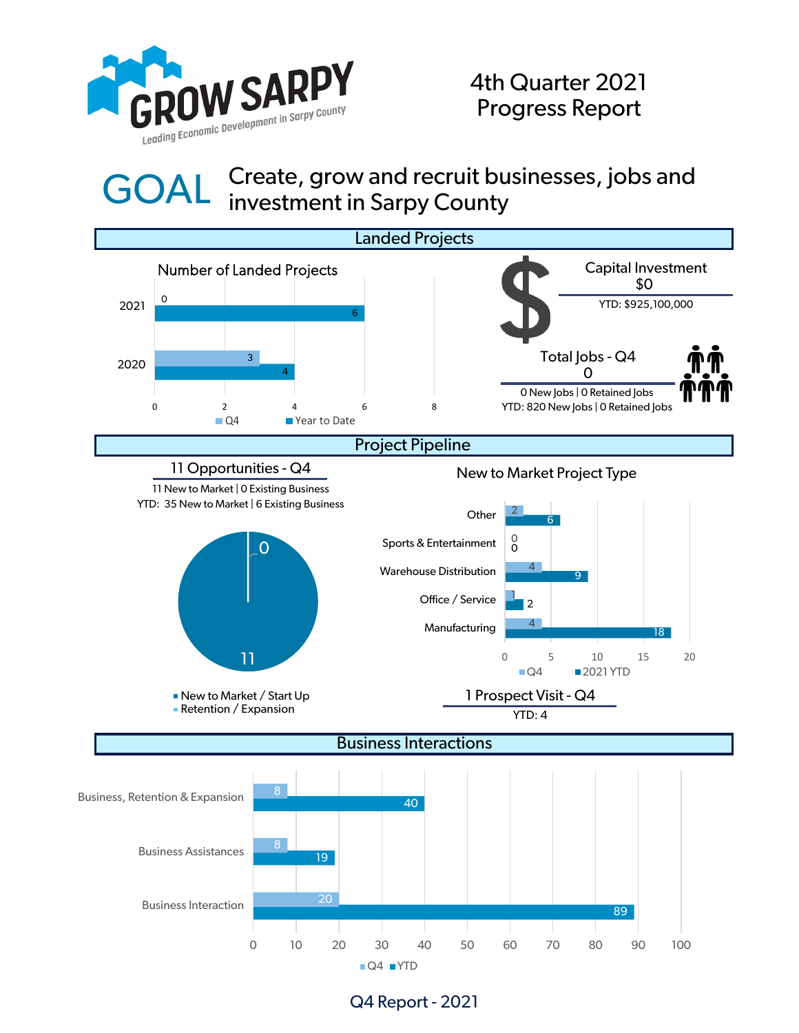GROW SARPY
Leading Economic Development in Sarpy County

# 4th Quarter 2021 Progress Report

# GOAL Create, grow and recruit businesses, jobs and investment in Sarpy County

## Landed Projects

Number of Landed Projects

2021
0
6

2020
3
4

0 2 4 6 8

Q4 Year to Date

Capital Investment
$0
YTD: $925,100,000

Total Jobs - Q4
0
0 New Jobs | 0 Retained Jobs
YTD: 820 New Jobs | 0 Retained Jobs

## Project Pipeline

11 Opportunities - Q4
11 New to Market | 0 Existing Business
YTD: 35 New to Market | 6 Existing Business

0
11

New to Market / Start Up
Retention / Expansion

New to Market Project Type

Other
2
6

Sports & Entertainment
0
0

Warehouse Distribution
4
9

Office / Service
1
2

Manufacturing
4
18

0 5 10 15 20

Q4 2021 YTD

1 Prospect Visit - Q4
YTD: 4

## Business Interactions

Business, Retention & Expansion
8
40

Business Assistances
8
19

Business Interaction
20
89

0 10 20 30 40 50 60 70 80 90 100

Q4 YTD

Q4 Report - 2021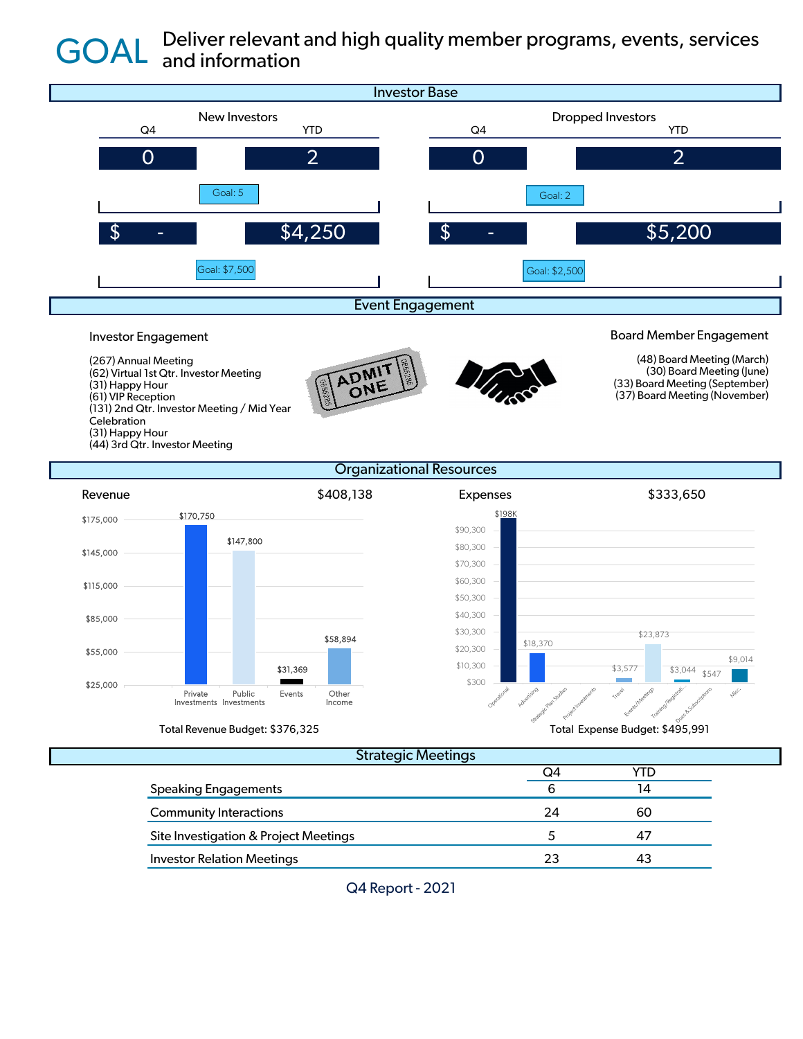# GOAL Deliver relevant and high quality member programs, events, services and information

## Investor Base

**New Investors**

| | Q4 | YTD |
|---|---|---|
| Count | 0 | 2 |
| Amount | $ - | $4,250 |

Goal: 5

Goal: $7,500

**Dropped Investors**

| | Q4 | YTD |
|---|---|---|
| Count | 0 | 2 |
| Amount | $ - | $5,200 |

Goal: 2

Goal: $2,500

## Event Engagement

**Investor Engagement**

(267) Annual Meeting
(62) Virtual 1st Qtr. Investor Meeting
(31) Happy Hour
(61) VIP Reception
(131) 2nd Qtr. Investor Meeting / Mid Year Celebration
(31) Happy Hour
(44) 3rd Qtr. Investor Meeting

ADMIT ONE

**Board Member Engagement**

(48) Board Meeting (March)
(30) Board Meeting (June)
(33) Board Meeting (September)
(37) Board Meeting (November)

## Organizational Resources

**Revenue** $408,138

$175,000
$145,000
$115,000
$85,000
$55,000
$25,000

$170,750 Private Investments
$147,800 Public Investments
$31,369 Events
$58,894 Other Income

Total Revenue Budget: $376,325

**Expenses** $333,650

$90,300
$80,300
$70,300
$60,300
$50,300
$40,300
$30,300
$20,300
$10,300
$300

$198K Operational
$18,370 Advertising
Strategic Plan Studies
Project Investments
$3,577 Travel
$23,873 Events/Meetings
$3,044 Training/Registrati...
$547 Dues & Subscriptions
$9,014 Misc.

Total Expense Budget: $495,991

## Strategic Meetings

| | Q4 | YTD |
|---|---|---|
| Speaking Engagements | 6 | 14 |
| Community Interactions | 24 | 60 |
| Site Investigation & Project Meetings | 5 | 47 |
| Investor Relation Meetings | 23 | 43 |

Q4 Report - 2021